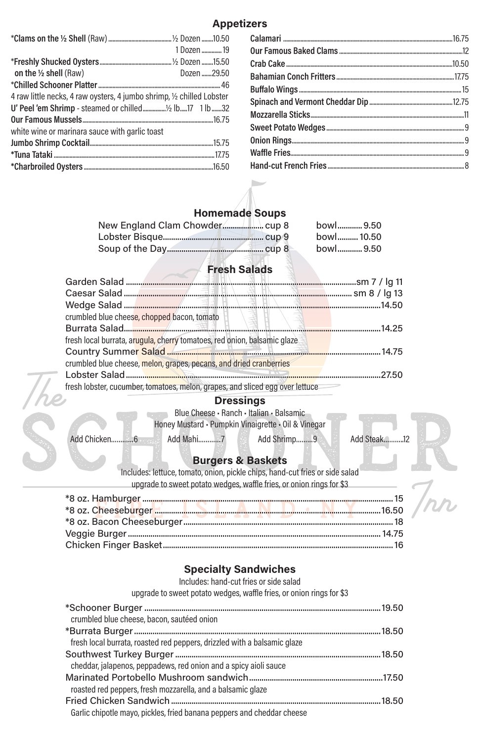## Appetizers

*Clams on the ½ Shell (Raw) ½ Dozen 10.50 | 1 Dozen 19

*Freshly Shucked Oysters on the ½ shell (Raw) ½ Dozen 15.50 | Dozen 29.50

*Chilled Schooner Platter 46
4 raw little necks, 4 raw oysters, 4 jumbo shrimp, ½ chilled Lobster

U' Peel 'em Shrimp - steamed or chilled ½ lb 17 | 1 lb 32

Our Famous Mussels 16.75
white wine or marinara sauce with garlic toast

Jumbo Shrimp Cocktail 15.75

*Tuna Tataki 17.75

*Charbroiled Oysters 16.50

Calamari 16.75

Our Famous Baked Clams 12

Crab Cake 10.50

Bahamian Conch Fritters 17.75

Buffalo Wings 15

Spinach and Vermont Cheddar Dip 12.75

Mozzarella Sticks 11

Sweet Potato Wedges 9

Onion Rings 9

Waffle Fries 9

Hand-cut French Fries 8

## Homemade Soups

| Soup | Cup | Bowl |
|---|---|---|
| New England Clam Chowder | cup 8 | bowl 9.50 |
| Lobster Bisque | cup 9 | bowl 10.50 |
| Soup of the Day | cup 8 | bowl 9.50 |

## Fresh Salads

Garden Salad sm 7 / lg 11

Caesar Salad sm 8 / lg 13

Wedge Salad 14.50
crumbled blue cheese, chopped bacon, tomato

Burrata Salad 14.25
fresh local burrata, arugula, cherry tomatoes, red onion, balsamic glaze

Country Summer Salad 14.75
crumbled blue cheese, melon, grapes, pecans, and dried cranberries

Lobster Salad 27.50
fresh lobster, cucumber, tomatoes, melon, grapes, and sliced egg over lettuce

### Dressings

Blue Cheese • Ranch • Italian • Balsamic
Honey Mustard • Pumpkin Vinaigrette • Oil & Vinegar

Add Chicken 6 | Add Mahi 7 | Add Shrimp 9 | Add Steak 12

## Burgers & Baskets

Includes: lettuce, tomato, onion, pickle chips, hand-cut fries or side salad
upgrade to sweet potato wedges, waffle fries, or onion rings for $3

*8 oz. Hamburger 15

*8 oz. Cheeseburger 16.50

*8 oz. Bacon Cheeseburger 18

Veggie Burger 14.75

Chicken Finger Basket 16

## Specialty Sandwiches

Includes: hand-cut fries or side salad
upgrade to sweet potato wedges, waffle fries, or onion rings for $3

*Schooner Burger 19.50
crumbled blue cheese, bacon, sautéed onion

*Burrata Burger 18.50
fresh local burrata, roasted red peppers, drizzled with a balsamic glaze

Southwest Turkey Burger 18.50
cheddar, jalapenos, peppadews, red onion and a spicy aioli sauce

Marinated Portobello Mushroom sandwich 17.50
roasted red peppers, fresh mozzarella, and a balsamic glaze

Fried Chicken Sandwich 18.50
Garlic chipotle mayo, pickles, fried banana peppers and cheddar cheese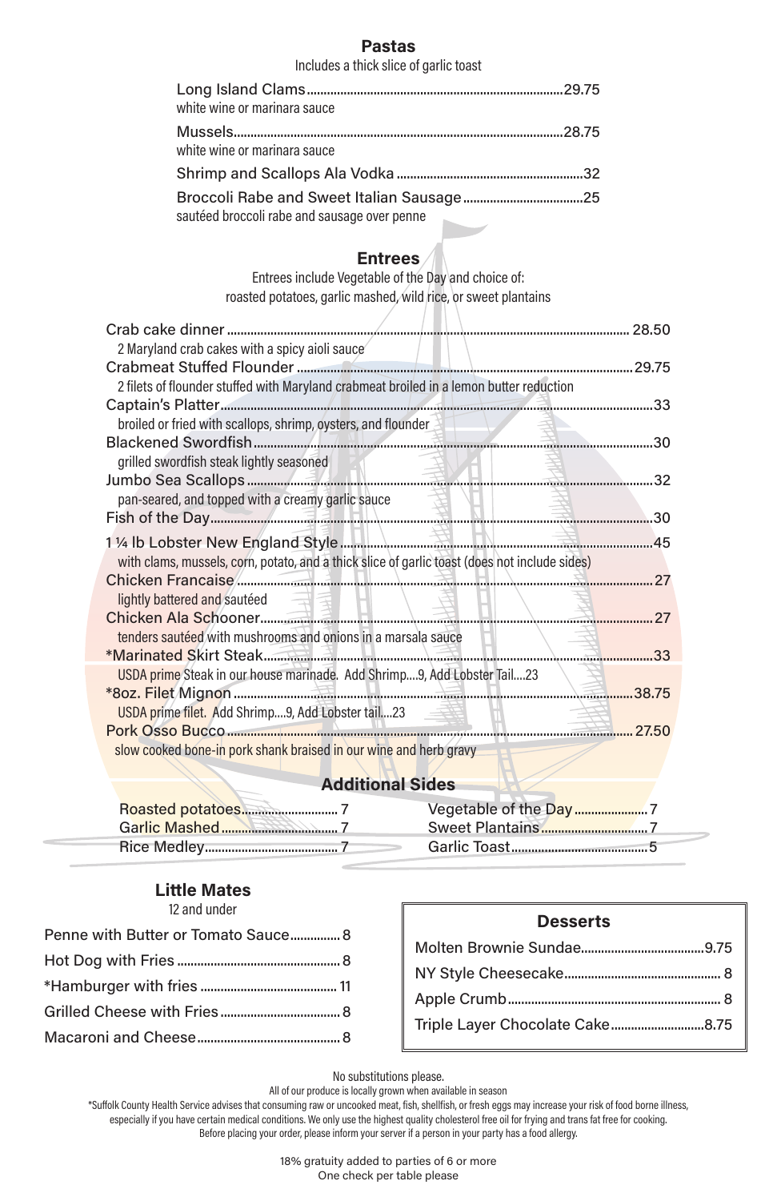## Pastas

Includes a thick slice of garlic toast

Long Island Clams..........29.75
white wine or marinara sauce

Mussels..........28.75
white wine or marinara sauce

Shrimp and Scallops Ala Vodka..........32

Broccoli Rabe and Sweet Italian Sausage..........25
sautéed broccoli rabe and sausage over penne

## Entrees

Entrees include Vegetable of the Day and choice of:
roasted potatoes, garlic mashed, wild rice, or sweet plantains

Crab cake dinner..........28.50
2 Maryland crab cakes with a spicy aioli sauce

Crabmeat Stuffed Flounder..........29.75
2 filets of flounder stuffed with Maryland crabmeat broiled in a lemon butter reduction

Captain's Platter..........33
broiled or fried with scallops, shrimp, oysters, and flounder

Blackened Swordfish..........30
grilled swordfish steak lightly seasoned

Jumbo Sea Scallops..........32
pan-seared, and topped with a creamy garlic sauce

Fish of the Day..........30

1 ¼ lb Lobster New England Style..........45
with clams, mussels, corn, potato, and a thick slice of garlic toast (does not include sides)

Chicken Francaise..........27
lightly battered and sautéed

Chicken Ala Schooner..........27
tenders sautéed with mushrooms and onions in a marsala sauce

*Marinated Skirt Steak..........33
USDA prime Steak in our house marinade. Add Shrimp....9, Add Lobster Tail....23

*8oz. Filet Mignon..........38.75
USDA prime filet. Add Shrimp....9, Add Lobster tail....23

Pork Osso Bucco..........27.50
slow cooked bone-in pork shank braised in our wine and herb gravy

## Additional Sides

Roasted potatoes..........7
Garlic Mashed..........7
Rice Medley..........7
Vegetable of the Day..........7
Sweet Plantains..........7
Garlic Toast..........5

## Little Mates

12 and under

Penne with Butter or Tomato Sauce..........8
Hot Dog with Fries..........8
*Hamburger with fries..........11
Grilled Cheese with Fries..........8
Macaroni and Cheese..........8

## Desserts

Molten Brownie Sundae..........9.75
NY Style Cheesecake..........8
Apple Crumb..........8
Triple Layer Chocolate Cake..........8.75

No substitutions please.
All of our produce is locally grown when available in season
*Suffolk County Health Service advises that consuming raw or uncooked meat, fish, shellfish, or fresh eggs may increase your risk of food borne illness, especially if you have certain medical conditions. We only use the highest quality cholesterol free oil for frying and trans fat free for cooking.
Before placing your order, please inform your server if a person in your party has a food allergy.

18% gratuity added to parties of 6 or more
One check per table please